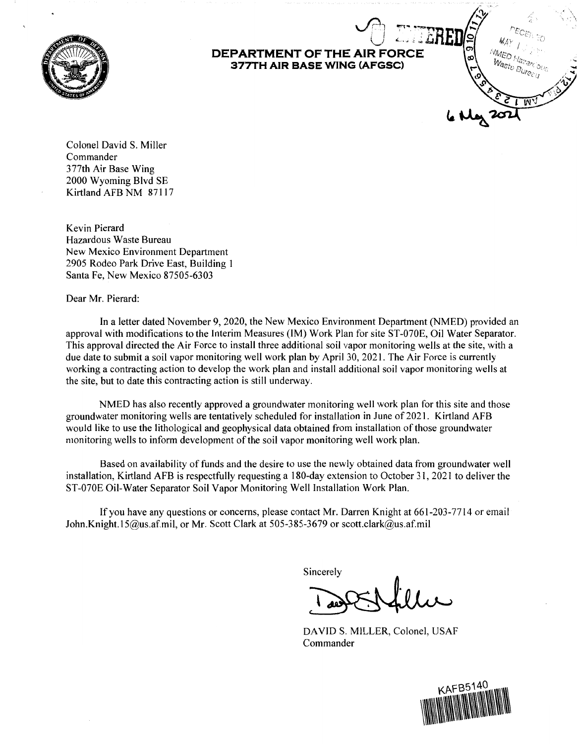**DEPARTMENT OF THE AIR FORCE**
**377TH AIR BASE WING (AFGSC)**

6 May 2021

Colonel David S. Miller
Commander
377th Air Base Wing
2000 Wyoming Blvd SE
Kirtland AFB NM 87117

Kevin Pierard
Hazardous Waste Bureau
New Mexico Environment Department
2905 Rodeo Park Drive East, Building 1
Santa Fe, New Mexico 87505-6303

Dear Mr. Pierard:

In a letter dated November 9, 2020, the New Mexico Environment Department (NMED) provided an approval with modifications to the Interim Measures (IM) Work Plan for site ST-070E, Oil Water Separator. This approval directed the Air Force to install three additional soil vapor monitoring wells at the site, with a due date to submit a soil vapor monitoring well work plan by April 30, 2021. The Air Force is currently working a contracting action to develop the work plan and install additional soil vapor monitoring wells at the site, but to date this contracting action is still underway.

NMED has also recently approved a groundwater monitoring well work plan for this site and those groundwater monitoring wells are tentatively scheduled for installation in June of 2021. Kirtland AFB would like to use the lithological and geophysical data obtained from installation of those groundwater monitoring wells to inform development of the soil vapor monitoring well work plan.

Based on availability of funds and the desire to use the newly obtained data from groundwater well installation, Kirtland AFB is respectfully requesting a 180-day extension to October 31, 2021 to deliver the ST-070E Oil-Water Separator Soil Vapor Monitoring Well Installation Work Plan.

If you have any questions or concerns, please contact Mr. Darren Knight at 661-203-7714 or email John.Knight.15@us.af.mil, or Mr. Scott Clark at 505-385-3679 or scott.clark@us.af.mil

Sincerely

DAVID S. MILLER, Colonel, USAF
Commander

KAFB5140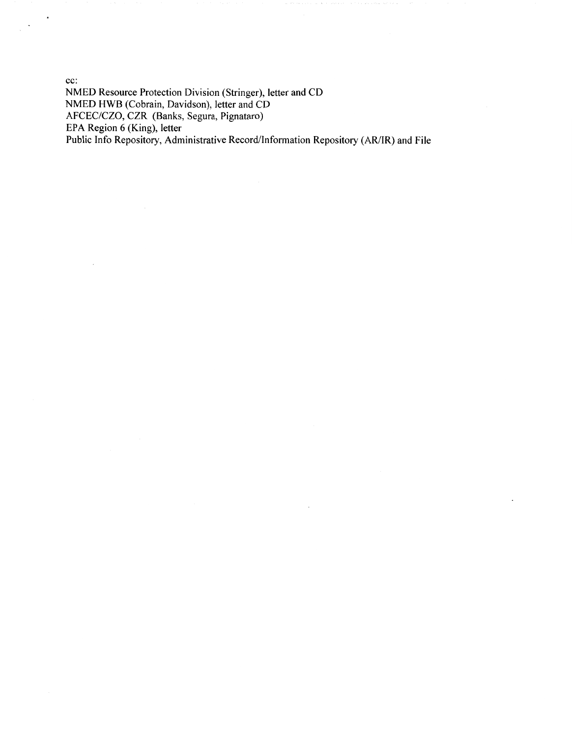cc:

NMED Resource Protection Division (Stringer), letter and CD
NMED HWB (Cobrain, Davidson), letter and CD
AFCEC/CZO, CZR (Banks, Segura, Pignataro)
EPA Region 6 (King), letter
Public Info Repository, Administrative Record/Information Repository (AR/IR) and File